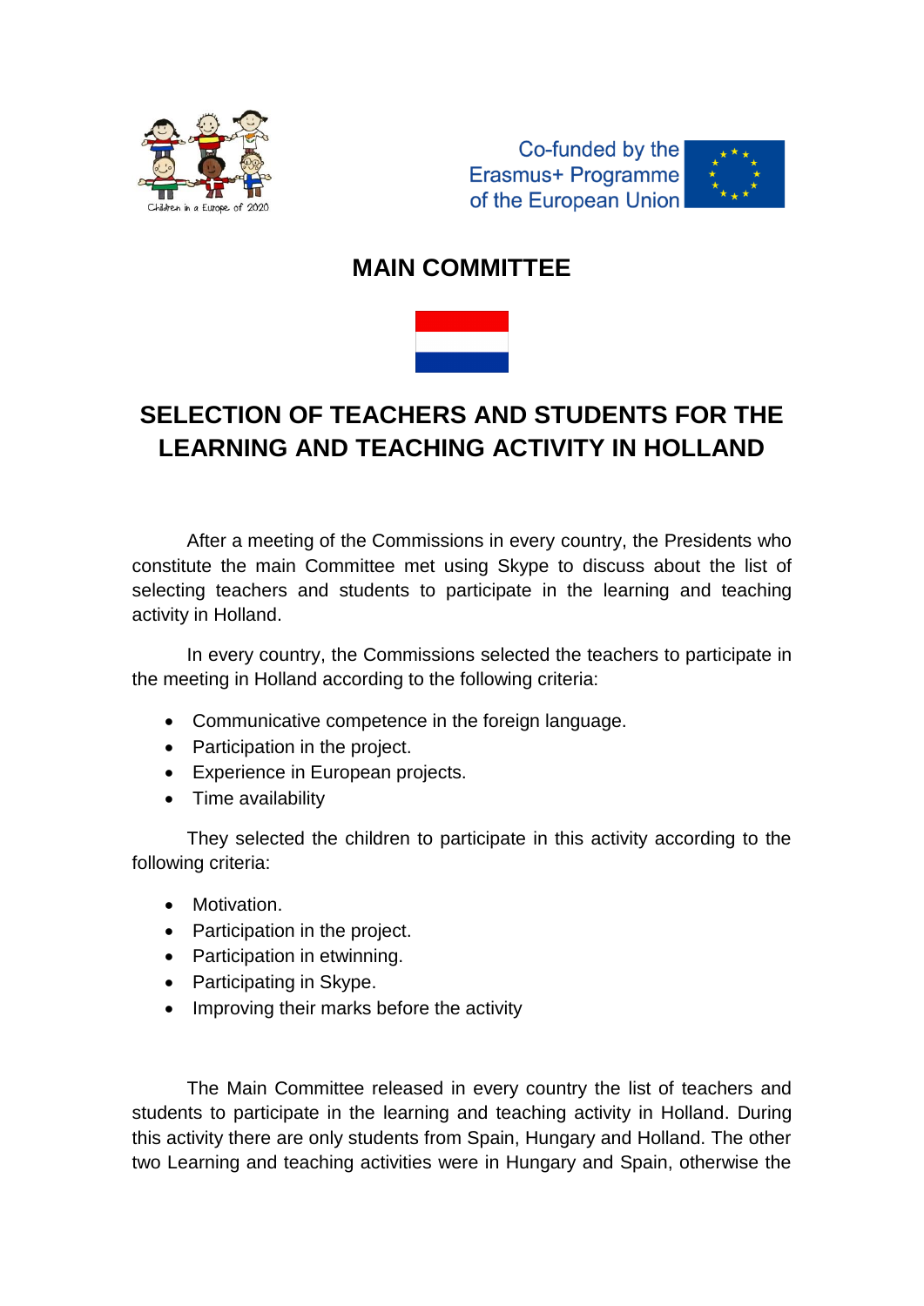Co-funded by the Erasmus+ Programme of the European Union

## MAIN COMMITTEE

# SELECTION OF TEACHERS AND STUDENTS FOR THE LEARNING AND TEACHING ACTIVITY IN HOLLAND

After a meeting of the Commissions in every country, the Presidents who constitute the main Committee met using Skype to discuss about the list of selecting teachers and students to participate in the learning and teaching activity in Holland.

In every country, the Commissions selected the teachers to participate in the meeting in Holland according to the following criteria:

- Communicative competence in the foreign language.
- Participation in the project.
- Experience in European projects.
- Time availability

They selected the children to participate in this activity according to the following criteria:

- Motivation.
- Participation in the project.
- Participation in etwinning.
- Participating in Skype.
- Improving their marks before the activity

The Main Committee released in every country the list of teachers and students to participate in the learning and teaching activity in Holland. During this activity there are only students from Spain, Hungary and Holland. The other two Learning and teaching activities were in Hungary and Spain, otherwise the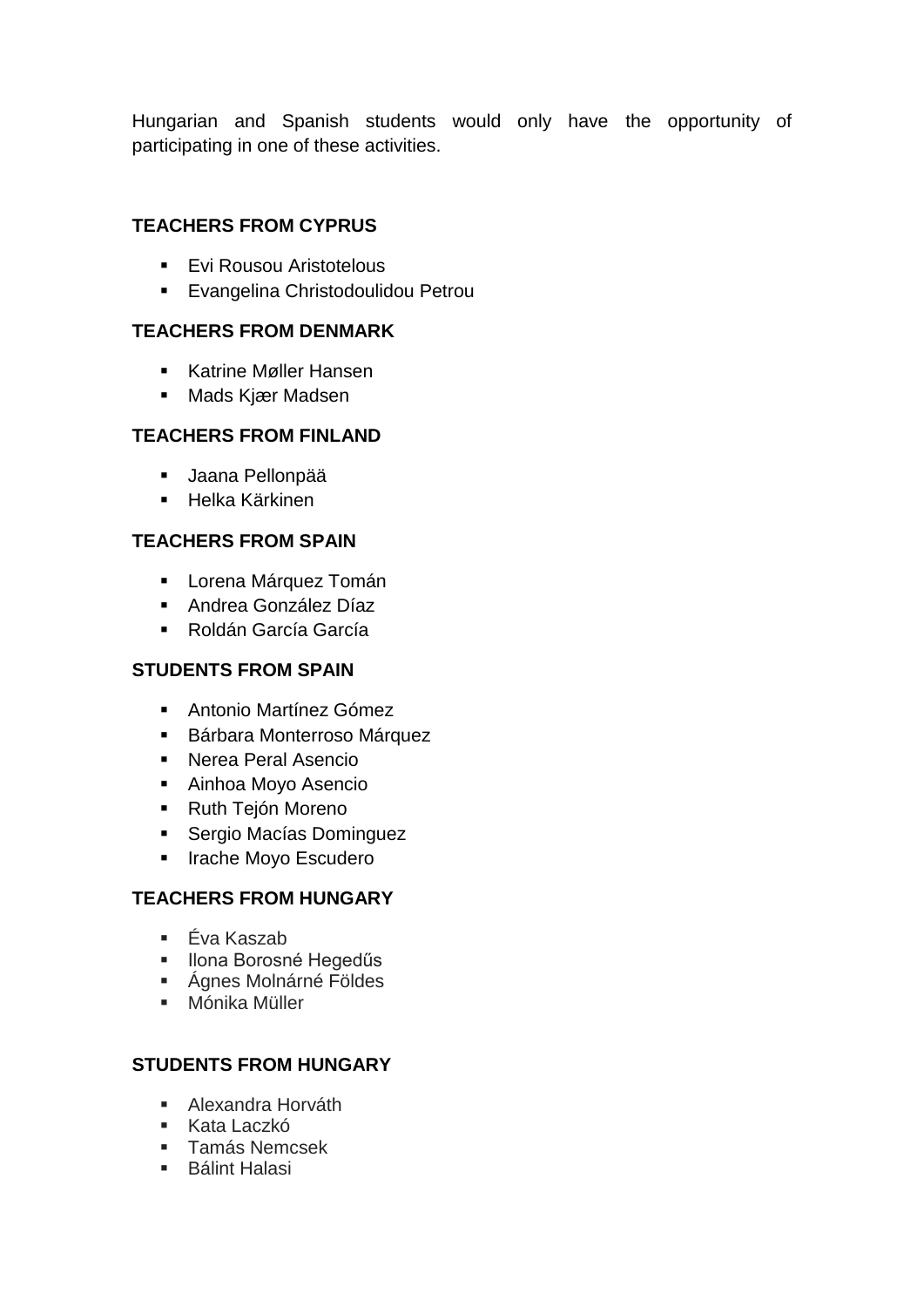Hungarian and Spanish students would only have the opportunity of participating in one of these activities.

**TEACHERS FROM CYPRUS**

- Evi Rousou Aristotelous
- Evangelina Christodoulidou Petrou

**TEACHERS FROM DENMARK**

- Katrine Møller Hansen
- Mads Kjær Madsen

**TEACHERS FROM FINLAND**

- Jaana Pellonpää
- Helka Kärkinen

**TEACHERS FROM SPAIN**

- Lorena Márquez Tomán
- Andrea González Díaz
- Roldán García García

**STUDENTS FROM SPAIN**

- Antonio Martínez Gómez
- Bárbara Monterroso Márquez
- Nerea Peral Asencio
- Ainhoa Moyo Asencio
- Ruth Tejón Moreno
- Sergio Macías Dominguez
- Irache Moyo Escudero

**TEACHERS FROM HUNGARY**

- Éva Kaszab
- Ilona Borosné Hegedűs
- Ágnes Molnárné Földes
- Mónika Müller

**STUDENTS FROM HUNGARY**

- Alexandra Horváth
- Kata Laczkó
- Tamás Nemcsek
- Bálint Halasi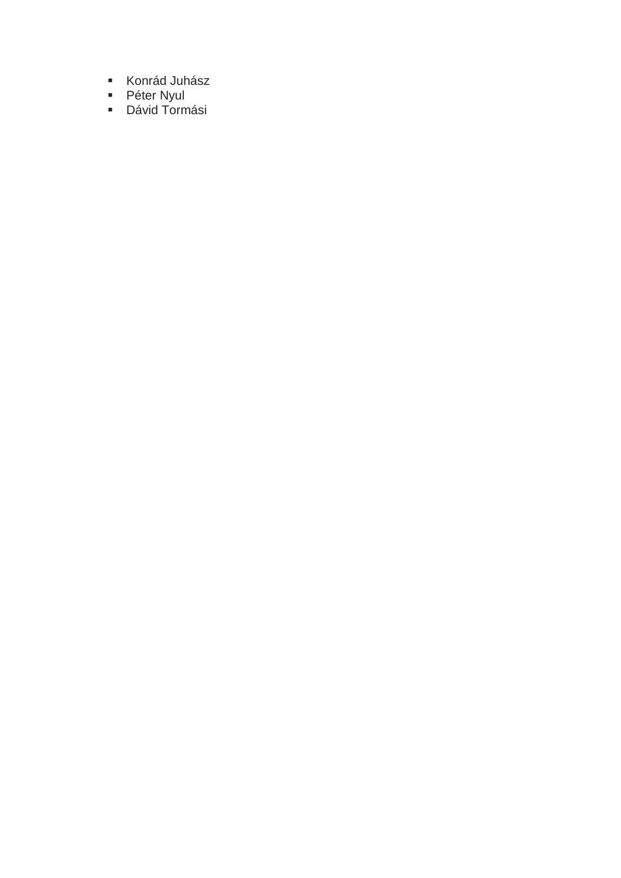- Konrád Juhász
- Péter Nyul
- Dávid Tormási